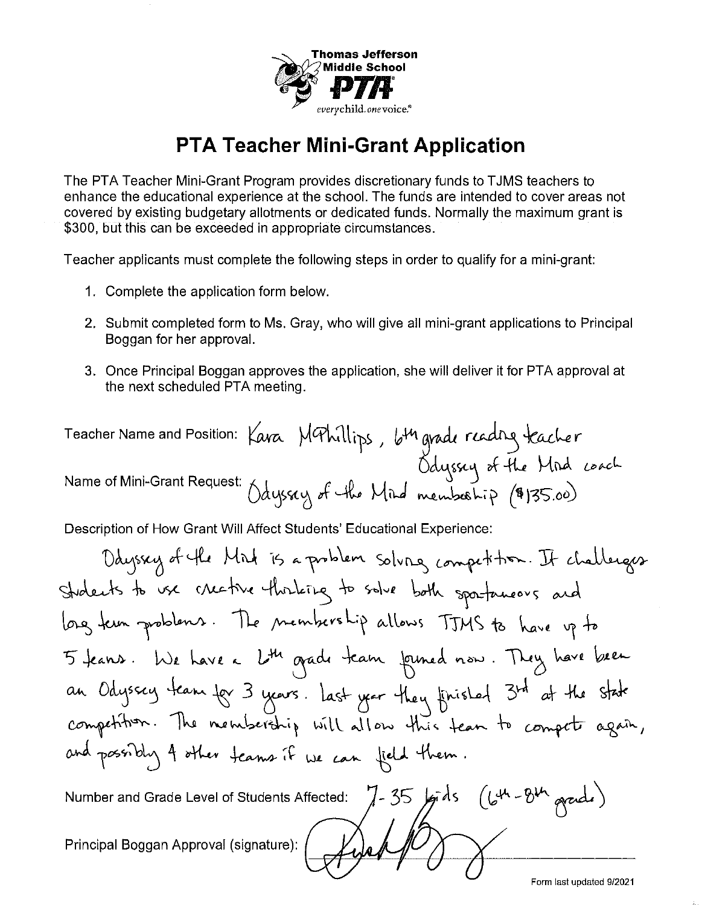**Thomas Jefferson Middle School PTA**

*everychild. onevoice.®*

# PTA Teacher Mini-Grant Application

The PTA Teacher Mini-Grant Program provides discretionary funds to TJMS teachers to enhance the educational experience at the school. The funds are intended to cover areas not covered by existing budgetary allotments or dedicated funds. Normally the maximum grant is $300, but this can be exceeded in appropriate circumstances.

Teacher applicants must complete the following steps in order to qualify for a mini-grant:

1. Complete the application form below.
2. Submit completed form to Ms. Gray, who will give all mini-grant applications to Principal Boggan for her approval.
3. Once Principal Boggan approves the application, she will deliver it for PTA approval at the next scheduled PTA meeting.

Teacher Name and Position: Kara McPhillips, 6th grade reading teacher, Odyssey of the Mind coach

Name of Mini-Grant Request: Odyssey of the Mind membership ($135.00)

Description of How Grant Will Affect Students' Educational Experience:

Odyssey of the Mind is a problem solving competition. It challenges students to use creative thinking to solve both spontaneous and long term problems. The membership allows TJMS to have up to 5 teams. We have a 6th grade team formed now. They have been an Odyssey team for 3 years. Last year they finished 3rd at the state competition. The membership will allow this team to compete again, and possibly 4 other teams if we can field them.

Number and Grade Level of Students Affected: 7-35 kids (6th-8th grade)

Principal Boggan Approval (signature): [signature]

Form last updated 9/2021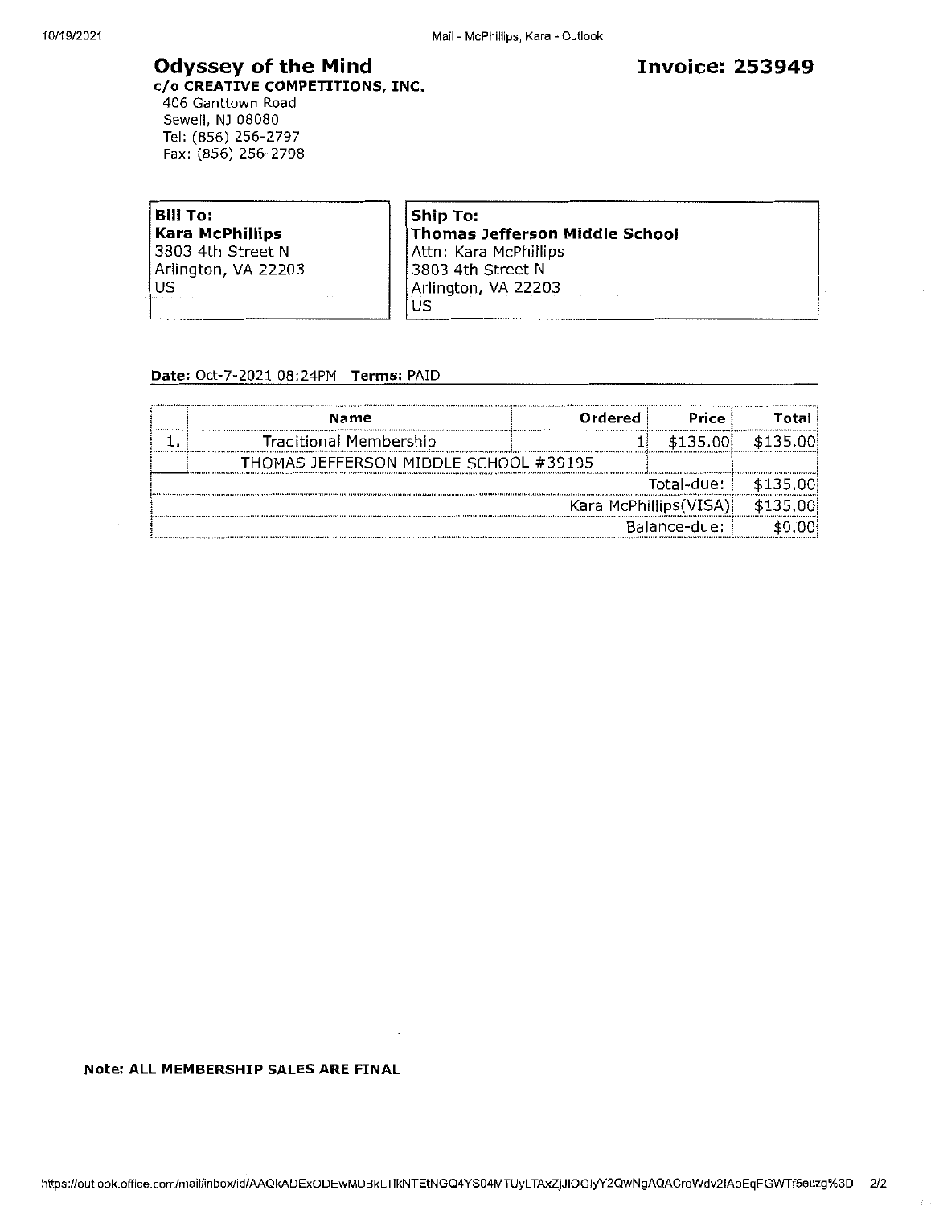# Odyssey of the Mind

**c/o CREATIVE COMPETITIONS, INC.**
406 Ganttown Road
Sewell, NJ 08080
Tel: (856) 256-2797
Fax: (856) 256-2798

# Invoice: 253949

| **Bill To:** | **Ship To:** |
|---|---|
| **Kara McPhillips** | **Thomas Jefferson Middle School** |
| 3803 4th Street N | Attn: Kara McPhillips |
| Arlington, VA 22203 | 3803 4th Street N |
| US | Arlington, VA 22203 |
| | US |

**Date:** Oct-7-2021 08:24PM **Terms:** PAID

| | Name | Ordered | Price | Total |
|---|---|---|---|---|
| 1. | Traditional Membership | 1 | $135.00 | $135.00 |
| | THOMAS JEFFERSON MIDDLE SCHOOL #39195 | | | |
| | | | Total-due: | $135.00 |
| | | | Kara McPhillips(VISA) | $135.00 |
| | | | Balance-due: | $0.00 |

**Note: ALL MEMBERSHIP SALES ARE FINAL**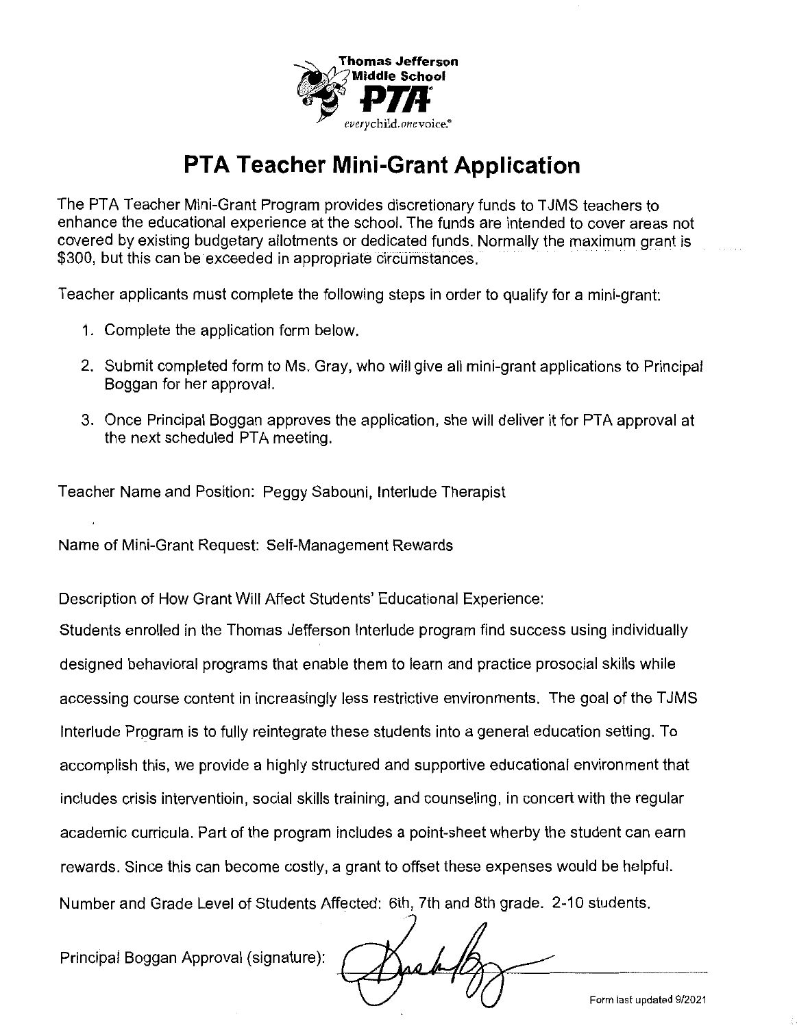Thomas Jefferson Middle School PTA
everychild.onevoice.

# PTA Teacher Mini-Grant Application

The PTA Teacher Mini-Grant Program provides discretionary funds to TJMS teachers to enhance the educational experience at the school. The funds are intended to cover areas not covered by existing budgetary allotments or dedicated funds. Normally the maximum grant is $300, but this can be exceeded in appropriate circumstances.

Teacher applicants must complete the following steps in order to qualify for a mini-grant:

1. Complete the application form below.
2. Submit completed form to Ms. Gray, who will give all mini-grant applications to Principal Boggan for her approval.
3. Once Principal Boggan approves the application, she will deliver it for PTA approval at the next scheduled PTA meeting.

Teacher Name and Position: Peggy Sabouni, Interlude Therapist

Name of Mini-Grant Request: Self-Management Rewards

Description of How Grant Will Affect Students' Educational Experience:

Students enrolled in the Thomas Jefferson Interlude program find success using individually designed behavioral programs that enable them to learn and practice prosocial skills while accessing course content in increasingly less restrictive environments. The goal of the TJMS Interlude Program is to fully reintegrate these students into a general education setting. To accomplish this, we provide a highly structured and supportive educational environment that includes crisis interventioin, social skills training, and counseling, in concert with the regular academic curricula. Part of the program includes a point-sheet wherby the student can earn rewards. Since this can become costly, a grant to offset these expenses would be helpful.

Number and Grade Level of Students Affected: 6th, 7th and 8th grade. 2-10 students.

Principal Boggan Approval (signature): [signature]

Form last updated 9/2021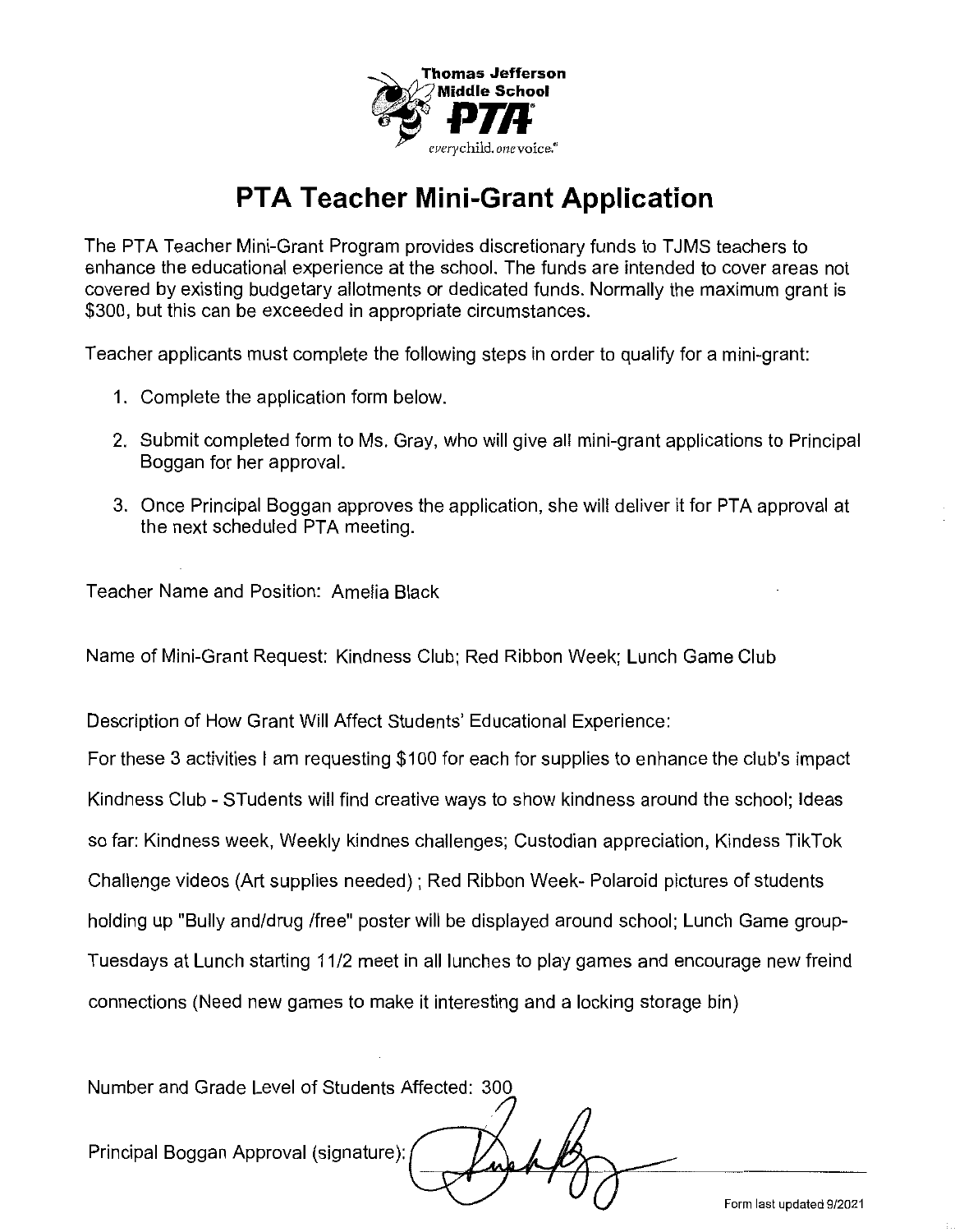Thomas Jefferson
Middle School
PTA
*everychild. onevoice.*

# PTA Teacher Mini-Grant Application

The PTA Teacher Mini-Grant Program provides discretionary funds to TJMS teachers to enhance the educational experience at the school. The funds are intended to cover areas not covered by existing budgetary allotments or dedicated funds. Normally the maximum grant is $300, but this can be exceeded in appropriate circumstances.

Teacher applicants must complete the following steps in order to qualify for a mini-grant:

1. Complete the application form below.
2. Submit completed form to Ms. Gray, who will give all mini-grant applications to Principal Boggan for her approval.
3. Once Principal Boggan approves the application, she will deliver it for PTA approval at the next scheduled PTA meeting.

Teacher Name and Position: Amelia Black

Name of Mini-Grant Request: Kindness Club; Red Ribbon Week; Lunch Game Club

Description of How Grant Will Affect Students' Educational Experience:

For these 3 activities I am requesting $100 for each for supplies to enhance the club's impact Kindness Club - STudents will find creative ways to show kindness around the school; Ideas so far: Kindness week, Weekly kindnes challenges; Custodian appreciation, Kindess TikTok Challenge videos (Art supplies needed) ; Red Ribbon Week- Polaroid pictures of students holding up "Bully and/drug /free" poster will be displayed around school; Lunch Game group- Tuesdays at Lunch starting 11/2 meet in all lunches to play games and encourage new freind connections (Need new games to make it interesting and a locking storage bin)

Number and Grade Level of Students Affected: 300

Principal Boggan Approval (signature): [signature]

Form last updated 9/2021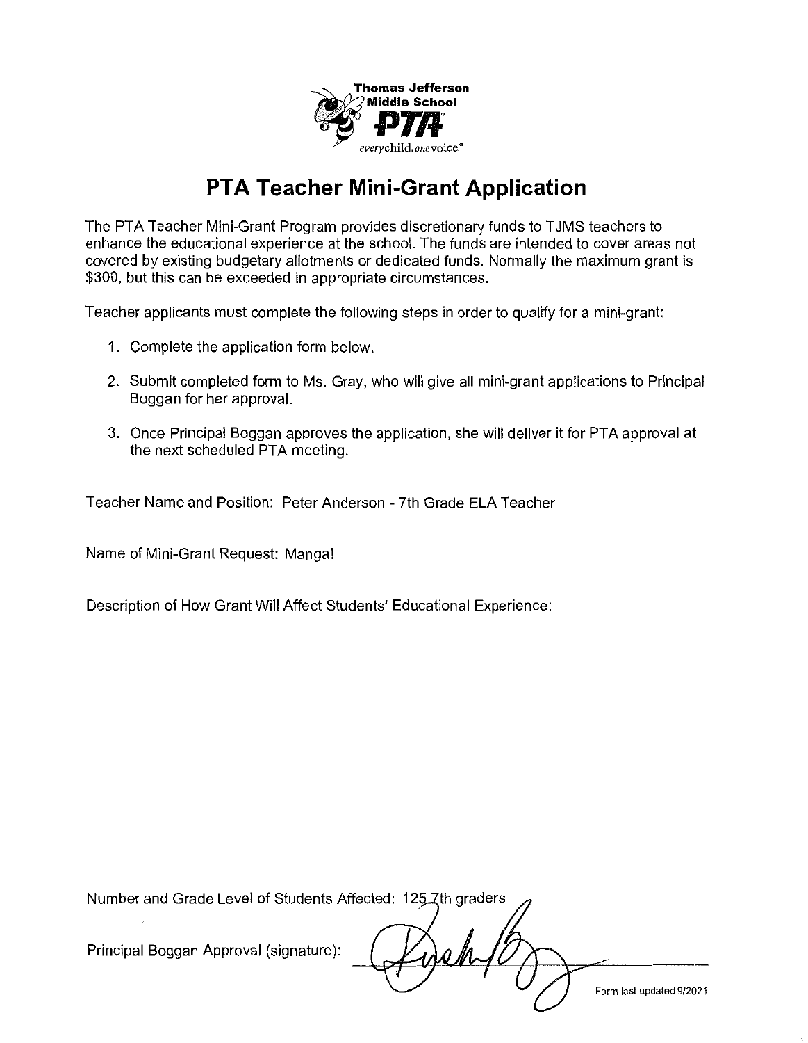Thomas Jefferson Middle School PTA

*everychild.onevoice.*

# PTA Teacher Mini-Grant Application

The PTA Teacher Mini-Grant Program provides discretionary funds to TJMS teachers to enhance the educational experience at the school. The funds are intended to cover areas not covered by existing budgetary allotments or dedicated funds. Normally the maximum grant is $300, but this can be exceeded in appropriate circumstances.

Teacher applicants must complete the following steps in order to qualify for a mini-grant:

1. Complete the application form below.
2. Submit completed form to Ms. Gray, who will give all mini-grant applications to Principal Boggan for her approval.
3. Once Principal Boggan approves the application, she will deliver it for PTA approval at the next scheduled PTA meeting.

Teacher Name and Position: Peter Anderson - 7th Grade ELA Teacher

Name of Mini-Grant Request: Manga!

Description of How Grant Will Affect Students' Educational Experience:

Number and Grade Level of Students Affected: 125 7th graders

Principal Boggan Approval (signature): [signature]

Form last updated 9/2021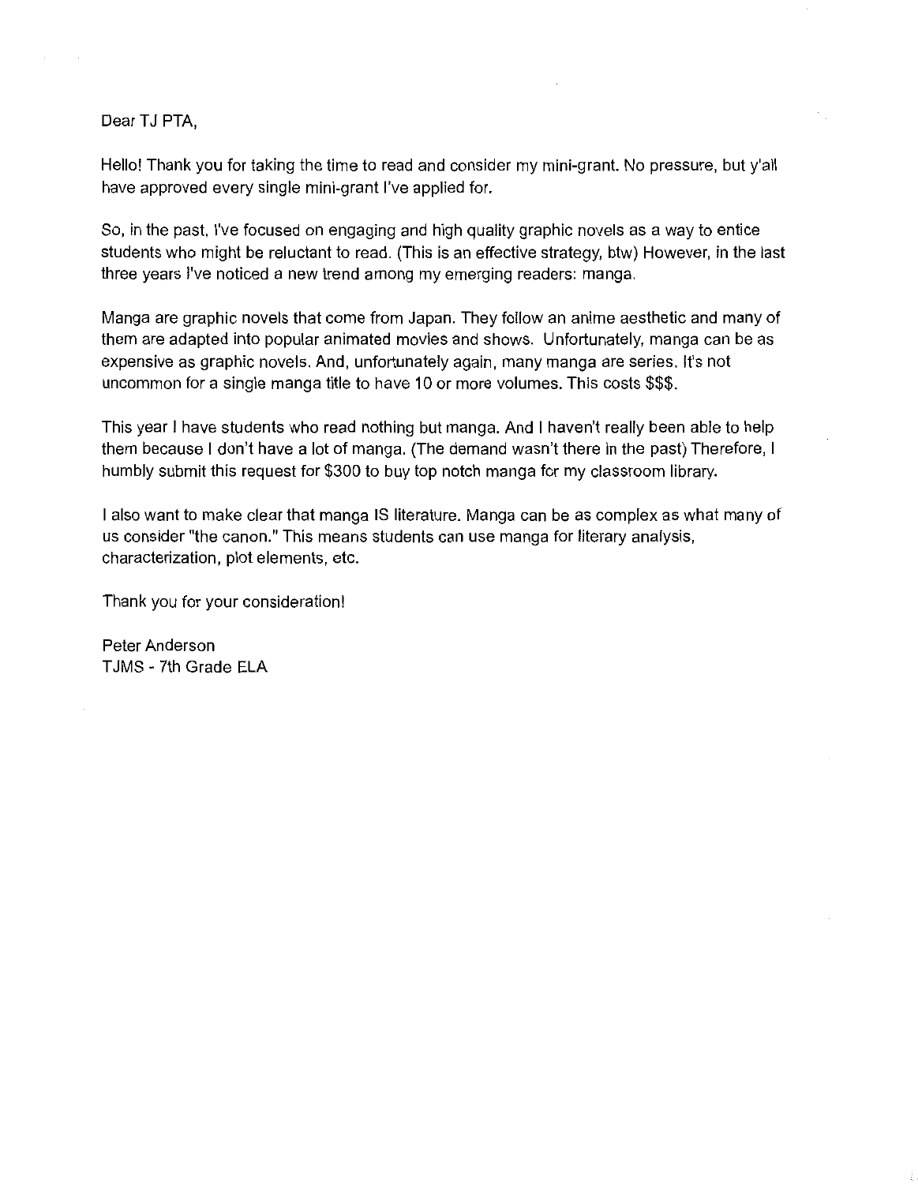Dear TJ PTA,

Hello! Thank you for taking the time to read and consider my mini-grant. No pressure, but y'all have approved every single mini-grant I've applied for.

So, in the past, I've focused on engaging and high quality graphic novels as a way to entice students who might be reluctant to read. (This is an effective strategy, btw) However, in the last three years I've noticed a new trend among my emerging readers: manga.

Manga are graphic novels that come from Japan. They follow an anime aesthetic and many of them are adapted into popular animated movies and shows. Unfortunately, manga can be as expensive as graphic novels. And, unfortunately again, many manga are series. It's not uncommon for a single manga title to have 10 or more volumes. This costs $$$.

This year I have students who read nothing but manga. And I haven't really been able to help them because I don't have a lot of manga. (The demand wasn't there in the past) Therefore, I humbly submit this request for $300 to buy top notch manga for my classroom library.

I also want to make clear that manga IS literature. Manga can be as complex as what many of us consider "the canon." This means students can use manga for literary analysis, characterization, plot elements, etc.

Thank you for your consideration!

Peter Anderson
TJMS - 7th Grade ELA